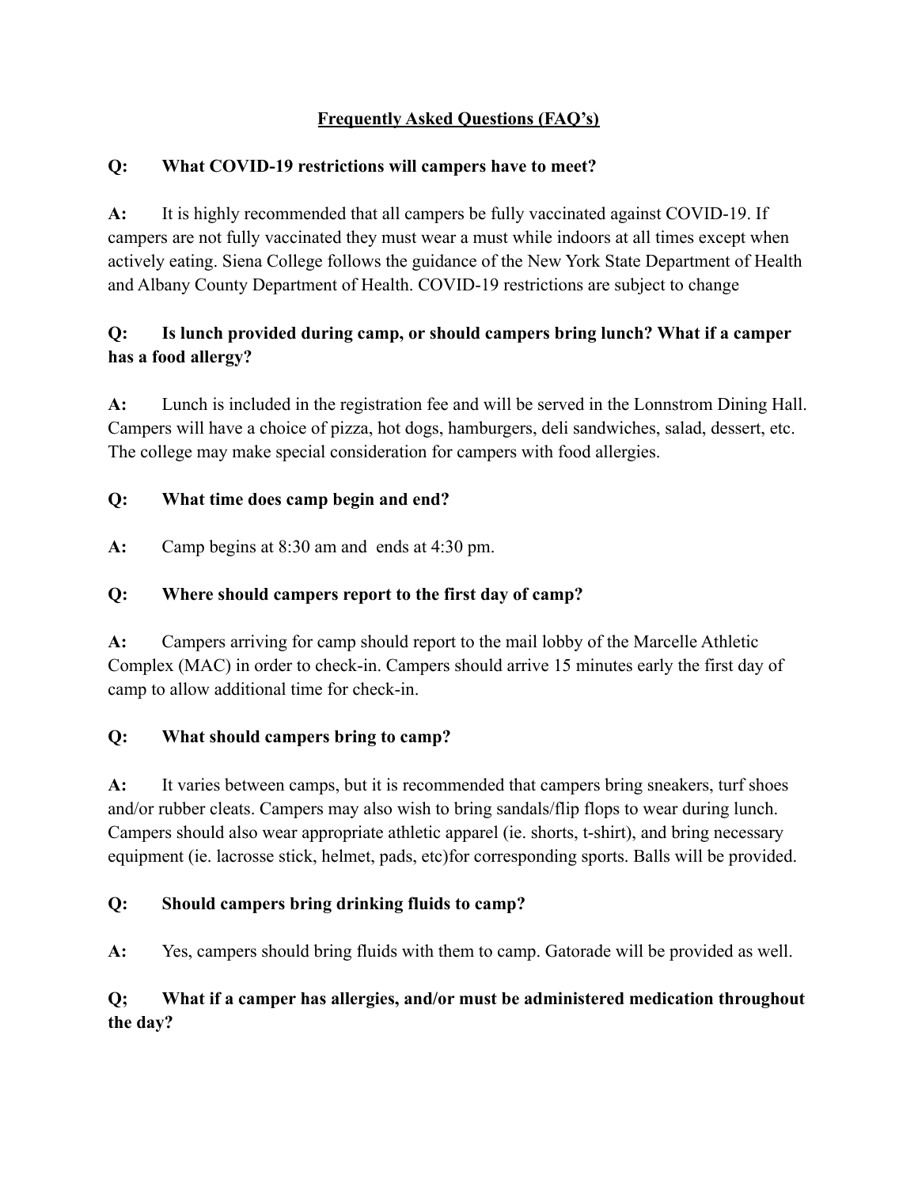# Frequently Asked Questions (FAQ's)

**Q: What COVID-19 restrictions will campers have to meet?**

**A:** It is highly recommended that all campers be fully vaccinated against COVID-19. If campers are not fully vaccinated they must wear a must while indoors at all times except when actively eating. Siena College follows the guidance of the New York State Department of Health and Albany County Department of Health. COVID-19 restrictions are subject to change

**Q: Is lunch provided during camp, or should campers bring lunch? What if a camper has a food allergy?**

**A:** Lunch is included in the registration fee and will be served in the Lonnstrom Dining Hall. Campers will have a choice of pizza, hot dogs, hamburgers, deli sandwiches, salad, dessert, etc. The college may make special consideration for campers with food allergies.

**Q: What time does camp begin and end?**

**A:** Camp begins at 8:30 am and ends at 4:30 pm.

**Q: Where should campers report to the first day of camp?**

**A:** Campers arriving for camp should report to the mail lobby of the Marcelle Athletic Complex (MAC) in order to check-in. Campers should arrive 15 minutes early the first day of camp to allow additional time for check-in.

**Q: What should campers bring to camp?**

**A:** It varies between camps, but it is recommended that campers bring sneakers, turf shoes and/or rubber cleats. Campers may also wish to bring sandals/flip flops to wear during lunch. Campers should also wear appropriate athletic apparel (ie. shorts, t-shirt), and bring necessary equipment (ie. lacrosse stick, helmet, pads, etc)for corresponding sports. Balls will be provided.

**Q: Should campers bring drinking fluids to camp?**

**A:** Yes, campers should bring fluids with them to camp. Gatorade will be provided as well.

**Q; What if a camper has allergies, and/or must be administered medication throughout the day?**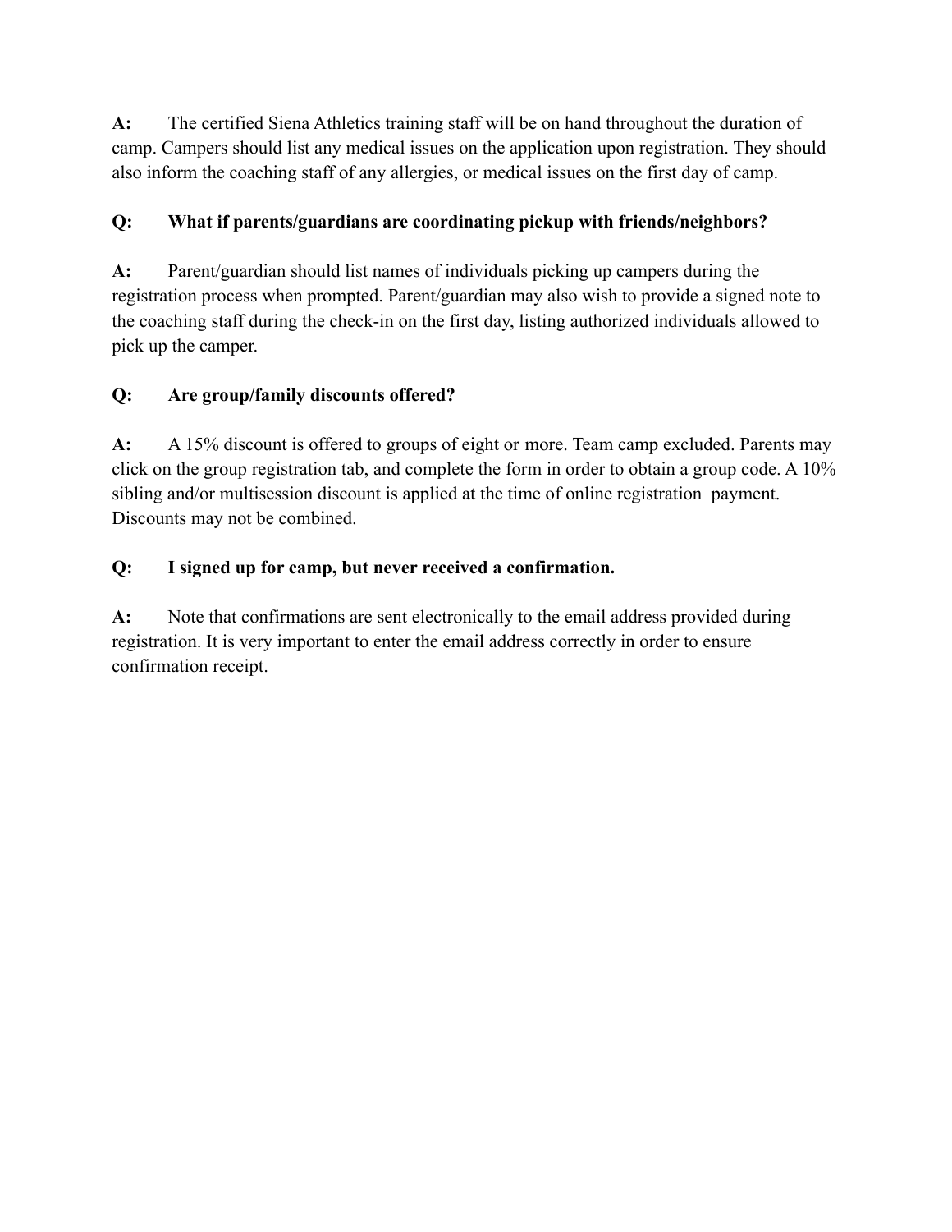**A:** The certified Siena Athletics training staff will be on hand throughout the duration of camp. Campers should list any medical issues on the application upon registration. They should also inform the coaching staff of any allergies, or medical issues on the first day of camp.

**Q: What if parents/guardians are coordinating pickup with friends/neighbors?**

**A:** Parent/guardian should list names of individuals picking up campers during the registration process when prompted. Parent/guardian may also wish to provide a signed note to the coaching staff during the check-in on the first day, listing authorized individuals allowed to pick up the camper.

**Q: Are group/family discounts offered?**

**A:** A 15% discount is offered to groups of eight or more. Team camp excluded. Parents may click on the group registration tab, and complete the form in order to obtain a group code. A 10% sibling and/or multisession discount is applied at the time of online registration payment. Discounts may not be combined.

**Q: I signed up for camp, but never received a confirmation.**

**A:** Note that confirmations are sent electronically to the email address provided during registration. It is very important to enter the email address correctly in order to ensure confirmation receipt.